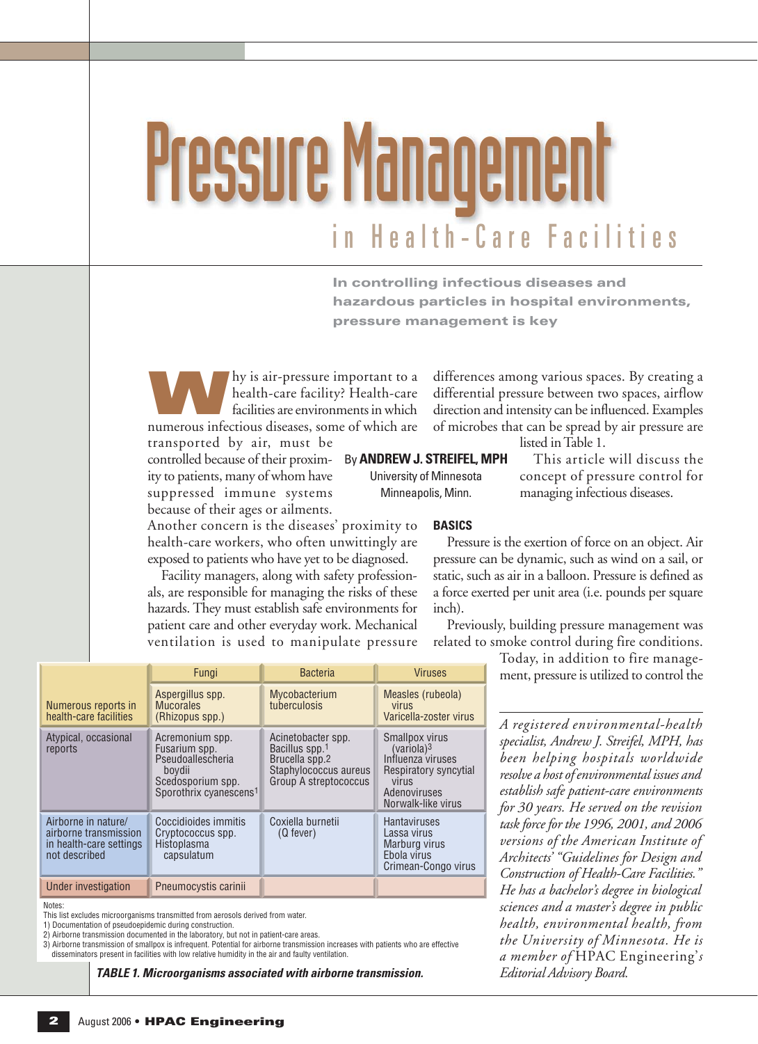# Pressure Management

## in Health-Care Facilities

**In controlling infectious diseases and hazardous particles in hospital environments, pressure management is key**

By **ANDREW J. STREIFEL, MPH**
University of Minnesota
Minneapolis, Minn.

Why is air-pressure important to a health-care facility? Health-care facilities are environments in which numerous infectious diseases, some of which are transported by air, must be controlled because of their proximity to patients, many of whom have suppressed immune systems because of their ages or ailments. Another concern is the diseases' proximity to health-care workers, who often unwittingly are exposed to patients who have yet to be diagnosed.

Facility managers, along with safety professionals, are responsible for managing the risks of these hazards. They must establish safe environments for patient care and other everyday work. Mechanical ventilation is used to manipulate pressure differences among various spaces. By creating a differential pressure between two spaces, airflow direction and intensity can be influenced. Examples of microbes that can be spread by air pressure are listed in Table 1.

This article will discuss the concept of pressure control for managing infectious diseases.

### BASICS

Pressure is the exertion of force on an object. Air pressure can be dynamic, such as wind on a sail, or static, such as air in a balloon. Pressure is defined as a force exerted per unit area (i.e. pounds per square inch).

Previously, building pressure management was related to smoke control during fire conditions. Today, in addition to fire management, pressure is utilized to control the

| | Fungi | Bacteria | Viruses |
|---|---|---|---|
| Numerous reports in health-care facilities | Aspergillus spp. Mucorales (Rhizopus spp.) | Mycobacterium tuberculosis | Measles (rubeola) virus Varicella-zoster virus |
| Atypical, occasional reports | Acremonium spp. Fusarium spp. Pseudoallescheria boydii Scedosporium spp. Sporothrix cyanescens[1] | Acinetobacter spp. Bacillus spp.[1] Brucella spp.[2] Staphylococcus aureus Group A streptococcus | Smallpox virus (variola)[3] Influenza viruses Respiratory syncytial virus Adenoviruses Norwalk-like virus |
| Airborne in nature/ airborne transmission in health-care settings not described | Coccidioides immitis Cryptococcus spp. Histoplasma capsulatum | Coxiella burnetii (Q fever) | Hantaviruses Lassa virus Marburg virus Ebola virus Crimean-Congo virus |
| Under investigation | Pneumocystis carinii | | |

Notes:
This list excludes microorganisms transmitted from aerosols derived from water.
1) Documentation of pseudoepidemic during construction.
2) Airborne transmission documented in the laboratory, but not in patient-care areas.
3) Airborne transmission of smallpox is infrequent. Potential for airborne transmission increases with patients who are effective disseminators present in facilities with low relative humidity in the air and faulty ventilation.

***TABLE 1. Microorganisms associated with airborne transmission.***

*A registered environmental-health specialist, Andrew J. Streifel, MPH, has been helping hospitals worldwide resolve a host of environmental issues and establish safe patient-care environments for 30 years. He served on the revision task force for the 1996, 2001, and 2006 versions of the American Institute of Architects' "Guidelines for Design and Construction of Health-Care Facilities." He has a bachelor's degree in biological sciences and a master's degree in public health, environmental health, from the University of Minnesota. He is a member of* HPAC Engineering*'s Editorial Advisory Board.*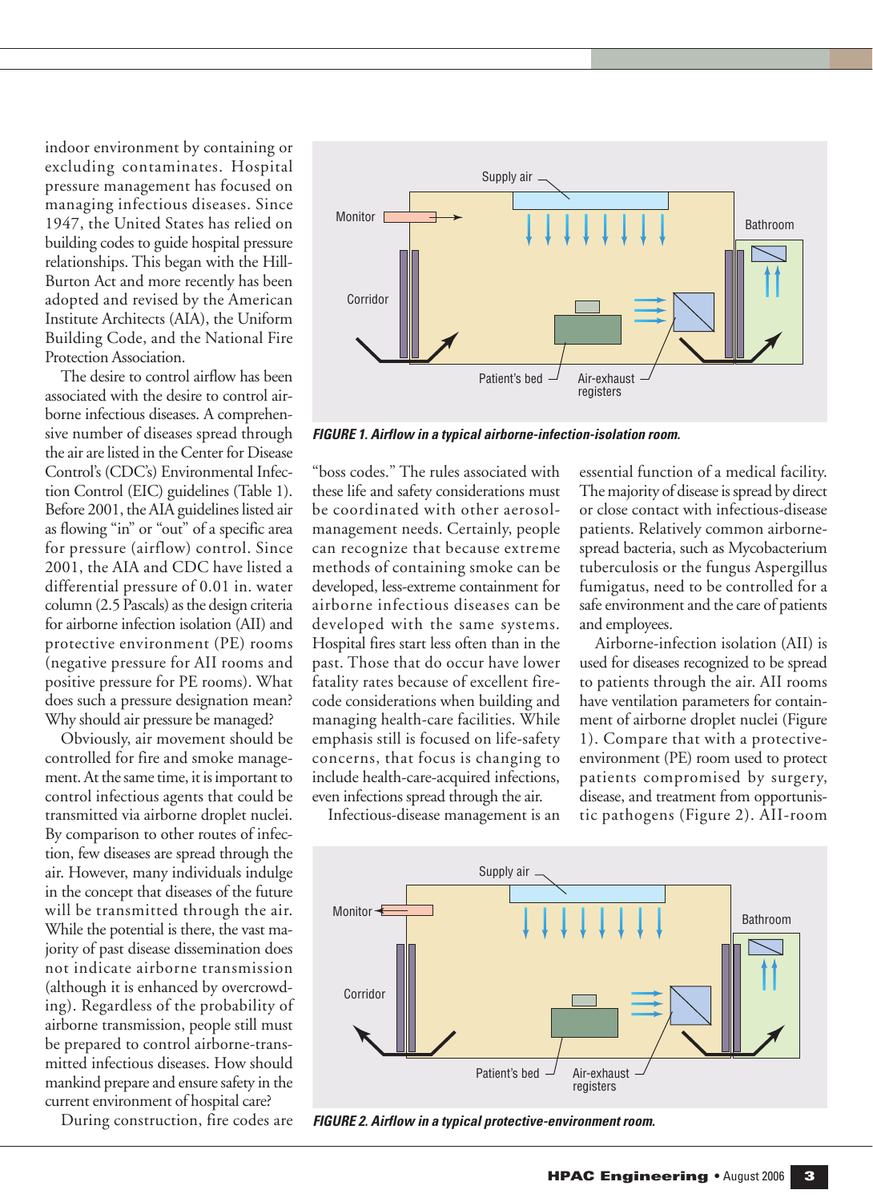indoor environment by containing or excluding contaminates. Hospital pressure management has focused on managing infectious diseases. Since 1947, the United States has relied on building codes to guide hospital pressure relationships. This began with the Hill-Burton Act and more recently has been adopted and revised by the American Institute Architects (AIA), the Uniform Building Code, and the National Fire Protection Association.

The desire to control airflow has been associated with the desire to control airborne infectious diseases. A comprehensive number of diseases spread through the air are listed in the Center for Disease Control's (CDC's) Environmental Infection Control (EIC) guidelines (Table 1). Before 2001, the AIA guidelines listed air as flowing "in" or "out" of a specific area for pressure (airflow) control. Since 2001, the AIA and CDC have listed a differential pressure of 0.01 in. water column (2.5 Pascals) as the design criteria for airborne infection isolation (AII) and protective environment (PE) rooms (negative pressure for AII rooms and positive pressure for PE rooms). What does such a pressure designation mean? Why should air pressure be managed?

Obviously, air movement should be controlled for fire and smoke management. At the same time, it is important to control infectious agents that could be transmitted via airborne droplet nuclei. By comparison to other routes of infection, few diseases are spread through the air. However, many individuals indulge in the concept that diseases of the future will be transmitted through the air. While the potential is there, the vast majority of past disease dissemination does not indicate airborne transmission (although it is enhanced by overcrowding). Regardless of the probability of airborne transmission, people still must be prepared to control airborne-transmitted infectious diseases. How should mankind prepare and ensure safety in the current environment of hospital care?

During construction, fire codes are "boss codes." The rules associated with these life and safety considerations must be coordinated with other aerosol-management needs. Certainly, people can recognize that because extreme methods of containing smoke can be developed, less-extreme containment for airborne infectious diseases can be developed with the same systems. Hospital fires start less often than in the past. Those that do occur have lower fatality rates because of excellent fire-code considerations when building and managing health-care facilities. While emphasis still is focused on life-safety concerns, that focus is changing to include health-care-acquired infections, even infections spread through the air.

Infectious-disease management is an essential function of a medical facility. The majority of disease is spread by direct or close contact with infectious-disease patients. Relatively common airborne-spread bacteria, such as Mycobacterium tuberculosis or the fungus Aspergillus fumigatus, need to be controlled for a safe environment and the care of patients and employees.

Airborne-infection isolation (AII) is used for diseases recognized to be spread to patients through the air. AII rooms have ventilation parameters for containment of airborne droplet nuclei (Figure 1). Compare that with a protective-environment (PE) room used to protect patients compromised by surgery, disease, and treatment from opportunistic pathogens (Figure 2). AII-room

Supply air
Monitor
Corridor
Bathroom
Patient's bed
Air-exhaust registers

***FIGURE 1. Airflow in a typical airborne-infection-isolation room.***

Supply air
Monitor
Corridor
Bathroom
Patient's bed
Air-exhaust registers

***FIGURE 2. Airflow in a typical protective-environment room.***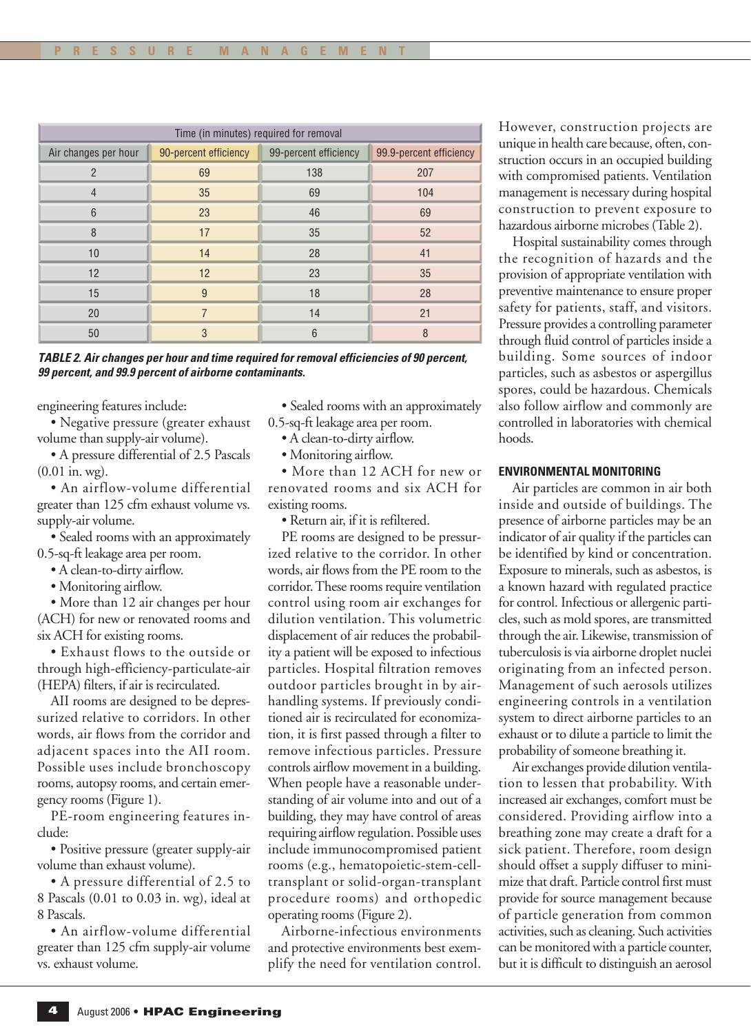| Time (in minutes) required for removal | | | |
|---|---|---|---|
| Air changes per hour | 90-percent efficiency | 99-percent efficiency | 99.9-percent efficiency |
| 2 | 69 | 138 | 207 |
| 4 | 35 | 69 | 104 |
| 6 | 23 | 46 | 69 |
| 8 | 17 | 35 | 52 |
| 10 | 14 | 28 | 41 |
| 12 | 12 | 23 | 35 |
| 15 | 9 | 18 | 28 |
| 20 | 7 | 14 | 21 |
| 50 | 3 | 6 | 8 |

***TABLE 2. Air changes per hour and time required for removal efficiencies of 90 percent, 99 percent, and 99.9 percent of airborne contaminants.***

engineering features include:

- Negative pressure (greater exhaust volume than supply-air volume).
- A pressure differential of 2.5 Pascals (0.01 in. wg).
- An airflow-volume differential greater than 125 cfm exhaust volume vs. supply-air volume.
- Sealed rooms with an approximately 0.5-sq-ft leakage area per room.
- A clean-to-dirty airflow.
- Monitoring airflow.
- More than 12 air changes per hour (ACH) for new or renovated rooms and six ACH for existing rooms.
- Exhaust flows to the outside or through high-efficiency-particulate-air (HEPA) filters, if air is recirculated.

AII rooms are designed to be depressurized relative to corridors. In other words, air flows from the corridor and adjacent spaces into the AII room. Possible uses include bronchoscopy rooms, autopsy rooms, and certain emergency rooms (Figure 1).

PE-room engineering features include:

- Positive pressure (greater supply-air volume than exhaust volume).
- A pressure differential of 2.5 to 8 Pascals (0.01 to 0.03 in. wg), ideal at 8 Pascals.
- An airflow-volume differential greater than 125 cfm supply-air volume vs. exhaust volume.
- Sealed rooms with an approximately 0.5-sq-ft leakage area per room.
- A clean-to-dirty airflow.
- Monitoring airflow.
- More than 12 ACH for new or renovated rooms and six ACH for existing rooms.
- Return air, if it is refiltered.

PE rooms are designed to be pressurized relative to the corridor. In other words, air flows from the PE room to the corridor. These rooms require ventilation control using room air exchanges for dilution ventilation. This volumetric displacement of air reduces the probability a patient will be exposed to infectious particles. Hospital filtration removes outdoor particles brought in by air-handling systems. If previously conditioned air is recirculated for economization, it is first passed through a filter to remove infectious particles. Pressure controls airflow movement in a building. When people have a reasonable understanding of air volume into and out of a building, they may have control of areas requiring airflow regulation. Possible uses include immunocompromised patient rooms (e.g., hematopoietic-stem-cell-transplant or solid-organ-transplant procedure rooms) and orthopedic operating rooms (Figure 2).

Airborne-infectious environments and protective environments best exemplify the need for ventilation control. However, construction projects are unique in health care because, often, construction occurs in an occupied building with compromised patients. Ventilation management is necessary during hospital construction to prevent exposure to hazardous airborne microbes (Table 2).

Hospital sustainability comes through the recognition of hazards and the provision of appropriate ventilation with preventive maintenance to ensure proper safety for patients, staff, and visitors. Pressure provides a controlling parameter through fluid control of particles inside a building. Some sources of indoor particles, such as asbestos or aspergillus spores, could be hazardous. Chemicals also follow airflow and commonly are controlled in laboratories with chemical hoods.

## ENVIRONMENTAL MONITORING

Air particles are common in air both inside and outside of buildings. The presence of airborne particles may be an indicator of air quality if the particles can be identified by kind or concentration. Exposure to minerals, such as asbestos, is a known hazard with regulated practice for control. Infectious or allergenic particles, such as mold spores, are transmitted through the air. Likewise, transmission of tuberculosis is via airborne droplet nuclei originating from an infected person. Management of such aerosols utilizes engineering controls in a ventilation system to direct airborne particles to an exhaust or to dilute a particle to limit the probability of someone breathing it.

Air exchanges provide dilution ventilation to lessen that probability. With increased air exchanges, comfort must be considered. Providing airflow into a breathing zone may create a draft for a sick patient. Therefore, room design should offset a supply diffuser to minimize that draft. Particle control first must provide for source management because of particle generation from common activities, such as cleaning. Such activities can be monitored with a particle counter, but it is difficult to distinguish an aerosol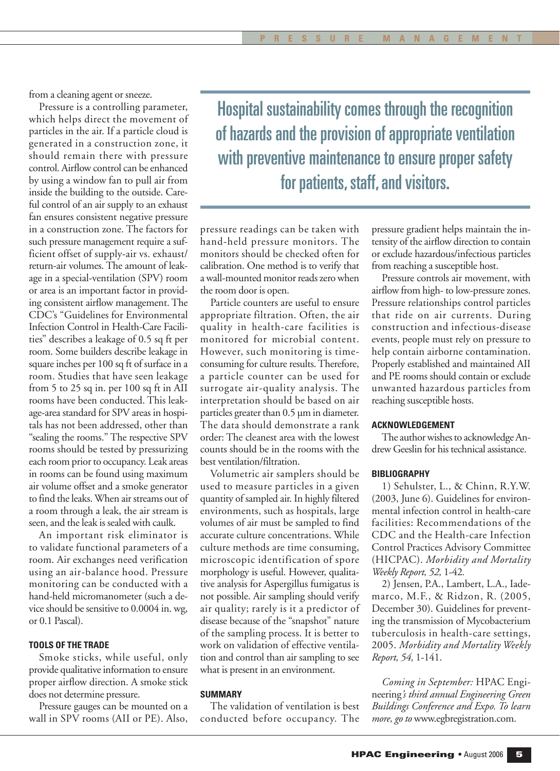from a cleaning agent or sneeze.

Pressure is a controlling parameter, which helps direct the movement of particles in the air. If a particle cloud is generated in a construction zone, it should remain there with pressure control. Airflow control can be enhanced by using a window fan to pull air from inside the building to the outside. Careful control of an air supply to an exhaust fan ensures consistent negative pressure in a construction zone. The factors for such pressure management require a sufficient offset of supply-air vs. exhaust/return-air volumes. The amount of leakage in a special-ventilation (SPV) room or area is an important factor in providing consistent airflow management. The CDC's "Guidelines for Environmental Infection Control in Health-Care Facilities" describes a leakage of 0.5 sq ft per room. Some builders describe leakage in square inches per 100 sq ft of surface in a room. Studies that have seen leakage from 5 to 25 sq in. per 100 sq ft in AII rooms have been conducted. This leakage-area standard for SPV areas in hospitals has not been addressed, other than "sealing the rooms." The respective SPV rooms should be tested by pressurizing each room prior to occupancy. Leak areas in rooms can be found using maximum air volume offset and a smoke generator to find the leaks. When air streams out of a room through a leak, the air stream is seen, and the leak is sealed with caulk.

An important risk eliminator is to validate functional parameters of a room. Air exchanges need verification using an air-balance hood. Pressure monitoring can be conducted with a hand-held micromanometer (such a device should be sensitive to 0.0004 in. wg, or 0.1 Pascal).

> **Hospital sustainability comes through the recognition of hazards and the provision of appropriate ventilation with preventive maintenance to ensure proper safety for patients, staff, and visitors.**

## TOOLS OF THE TRADE

Smoke sticks, while useful, only provide qualitative information to ensure proper airflow direction. A smoke stick does not determine pressure.

Pressure gauges can be mounted on a wall in SPV rooms (AII or PE). Also, pressure readings can be taken with hand-held pressure monitors. The monitors should be checked often for calibration. One method is to verify that a wall-mounted monitor reads zero when the room door is open.

Particle counters are useful to ensure appropriate filtration. Often, the air quality in health-care facilities is monitored for microbial content. However, such monitoring is time-consuming for culture results. Therefore, a particle counter can be used for surrogate air-quality analysis. The interpretation should be based on air particles greater than 0.5 µm in diameter. The data should demonstrate a rank order: The cleanest area with the lowest counts should be in the rooms with the best ventilation/filtration.

Volumetric air samplers should be used to measure particles in a given quantity of sampled air. In highly filtered environments, such as hospitals, large volumes of air must be sampled to find accurate culture concentrations. While culture methods are time consuming, microscopic identification of spore morphology is useful. However, qualitative analysis for Aspergillus fumigatus is not possible. Air sampling should verify air quality; rarely is it a predictor of disease because of the "snapshot" nature of the sampling process. It is better to work on validation of effective ventilation and control than air sampling to see what is present in an environment.

## SUMMARY

The validation of ventilation is best conducted before occupancy. The pressure gradient helps maintain the intensity of the airflow direction to contain or exclude hazardous/infectious particles from reaching a susceptible host.

Pressure controls air movement, with airflow from high- to low-pressure zones. Pressure relationships control particles that ride on air currents. During construction and infectious-disease events, people must rely on pressure to help contain airborne contamination. Properly established and maintained AII and PE rooms should contain or exclude unwanted hazardous particles from reaching susceptible hosts.

## ACKNOWLEDGEMENT

The author wishes to acknowledge Andrew Geeslin for his technical assistance.

## BIBLIOGRAPHY

1) Sehulster, L., & Chinn, R.Y.W. (2003, June 6). Guidelines for environmental infection control in health-care facilities: Recommendations of the CDC and the Health-care Infection Control Practices Advisory Committee (HICPAC). *Morbidity and Mortality Weekly Report, 52,* 1-42.

2) Jensen, P.A., Lambert, L.A., Iademarco, M.F., & Ridzon, R. (2005, December 30). Guidelines for preventing the transmission of Mycobacterium tuberculosis in health-care settings, 2005. *Morbidity and Mortality Weekly Report, 54,* 1-141.

*Coming in September:* HPAC Engineering*'s third annual Engineering Green Buildings Conference and Expo. To learn more, go to* www.egbregistration.com.